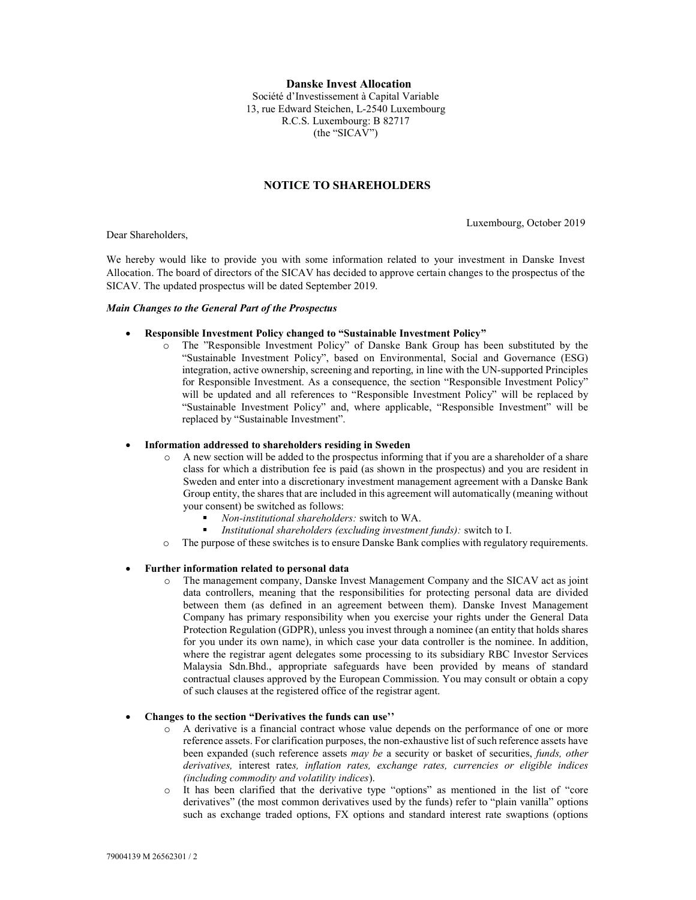**Danske Invest Allocation**
Société d'Investissement à Capital Variable
13, rue Edward Steichen, L-2540 Luxembourg
R.C.S. Luxembourg: B 82717
(the "SICAV")

## NOTICE TO SHAREHOLDERS

Luxembourg, October 2019

Dear Shareholders,

We hereby would like to provide you with some information related to your investment in Danske Invest Allocation. The board of directors of the SICAV has decided to approve certain changes to the prospectus of the SICAV. The updated prospectus will be dated September 2019.

***Main Changes to the General Part of the Prospectus***

- **Responsible Investment Policy changed to "Sustainable Investment Policy"**
  - The "Responsible Investment Policy" of Danske Bank Group has been substituted by the "Sustainable Investment Policy", based on Environmental, Social and Governance (ESG) integration, active ownership, screening and reporting, in line with the UN-supported Principles for Responsible Investment. As a consequence, the section "Responsible Investment Policy" will be updated and all references to "Responsible Investment Policy" will be replaced by "Sustainable Investment Policy" and, where applicable, "Responsible Investment" will be replaced by "Sustainable Investment".

- **Information addressed to shareholders residing in Sweden**
  - A new section will be added to the prospectus informing that if you are a shareholder of a share class for which a distribution fee is paid (as shown in the prospectus) and you are resident in Sweden and enter into a discretionary investment management agreement with a Danske Bank Group entity, the shares that are included in this agreement will automatically (meaning without your consent) be switched as follows:
    - *Non-institutional shareholders:* switch to WA.
    - *Institutional shareholders (excluding investment funds):* switch to I.
  - The purpose of these switches is to ensure Danske Bank complies with regulatory requirements.

- **Further information related to personal data**
  - The management company, Danske Invest Management Company and the SICAV act as joint data controllers, meaning that the responsibilities for protecting personal data are divided between them (as defined in an agreement between them). Danske Invest Management Company has primary responsibility when you exercise your rights under the General Data Protection Regulation (GDPR), unless you invest through a nominee (an entity that holds shares for you under its own name), in which case your data controller is the nominee. In addition, where the registrar agent delegates some processing to its subsidiary RBC Investor Services Malaysia Sdn.Bhd., appropriate safeguards have been provided by means of standard contractual clauses approved by the European Commission. You may consult or obtain a copy of such clauses at the registered office of the registrar agent.

- **Changes to the section "Derivatives the funds can use''**
  - A derivative is a financial contract whose value depends on the performance of one or more reference assets. For clarification purposes, the non-exhaustive list of such reference assets have been expanded (such reference assets *may be* a security or basket of securities, *funds, other derivatives,* interest rate*s, inflation rates, exchange rates, currencies or eligible indices (including commodity and volatility indices*).
  - It has been clarified that the derivative type "options" as mentioned in the list of "core derivatives" (the most common derivatives used by the funds) refer to "plain vanilla" options such as exchange traded options, FX options and standard interest rate swaptions (options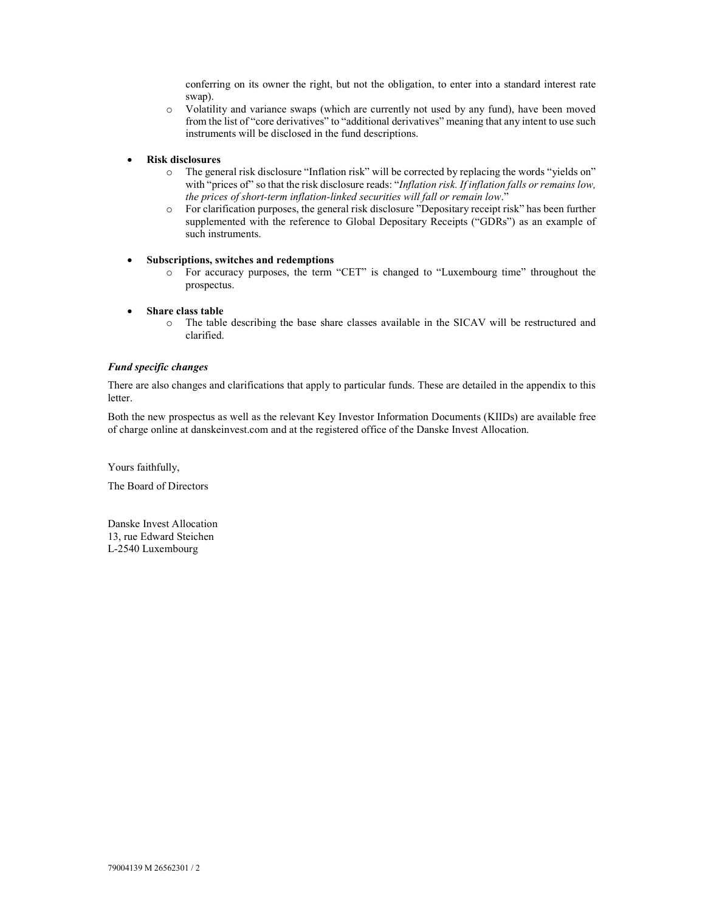- conferring on its owner the right, but not the obligation, to enter into a standard interest rate swap).
  - Volatility and variance swaps (which are currently not used by any fund), have been moved from the list of "core derivatives" to "additional derivatives" meaning that any intent to use such instruments will be disclosed in the fund descriptions.

- **Risk disclosures**
  - The general risk disclosure "Inflation risk" will be corrected by replacing the words "yields on" with "prices of" so that the risk disclosure reads: "*Inflation risk. If inflation falls or remains low, the prices of short-term inflation-linked securities will fall or remain low*."
  - For clarification purposes, the general risk disclosure "Depositary receipt risk" has been further supplemented with the reference to Global Depositary Receipts ("GDRs") as an example of such instruments.

- **Subscriptions, switches and redemptions**
  - For accuracy purposes, the term "CET" is changed to "Luxembourg time" throughout the prospectus.

- **Share class table**
  - The table describing the base share classes available in the SICAV will be restructured and clarified.

***Fund specific changes***

There are also changes and clarifications that apply to particular funds. These are detailed in the appendix to this letter.

Both the new prospectus as well as the relevant Key Investor Information Documents (KIIDs) are available free of charge online at danskeinvest.com and at the registered office of the Danske Invest Allocation.

Yours faithfully,

The Board of Directors

Danske Invest Allocation
13, rue Edward Steichen
L-2540 Luxembourg

79004139 M 26562301 / 2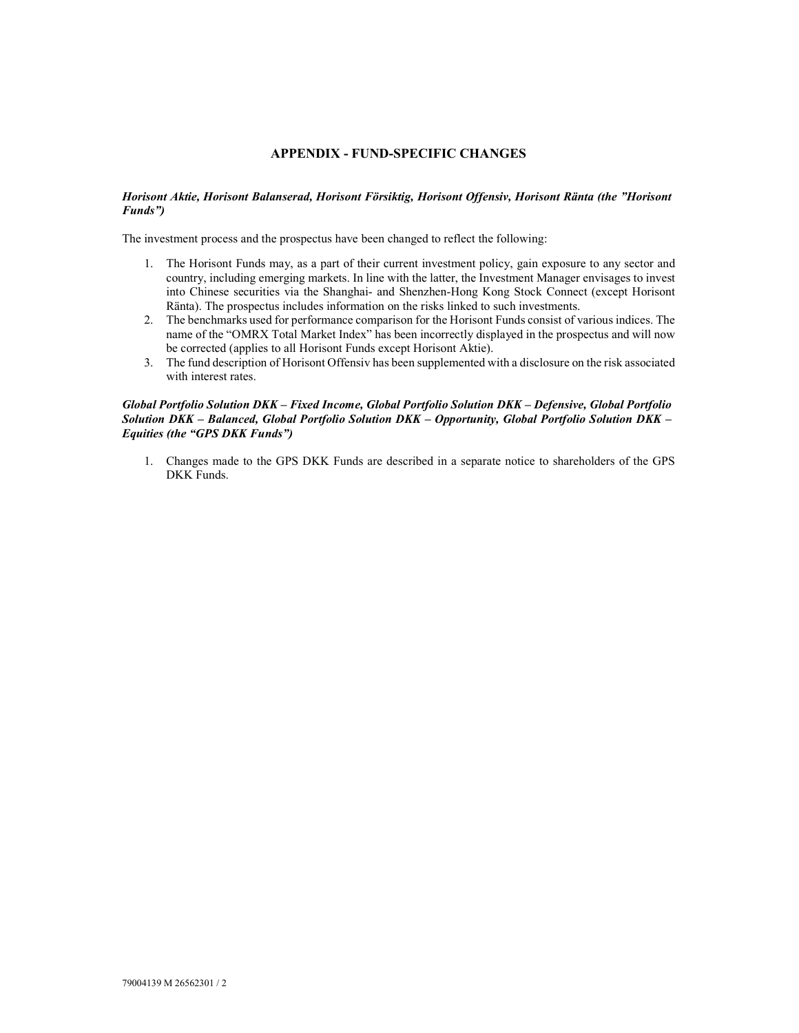## APPENDIX - FUND-SPECIFIC CHANGES

***Horisont Aktie, Horisont Balanserad, Horisont Försiktig, Horisont Offensiv, Horisont Ränta (the "Horisont Funds")***

The investment process and the prospectus have been changed to reflect the following:

1. The Horisont Funds may, as a part of their current investment policy, gain exposure to any sector and country, including emerging markets. In line with the latter, the Investment Manager envisages to invest into Chinese securities via the Shanghai- and Shenzhen-Hong Kong Stock Connect (except Horisont Ränta). The prospectus includes information on the risks linked to such investments.
2. The benchmarks used for performance comparison for the Horisont Funds consist of various indices. The name of the "OMRX Total Market Index" has been incorrectly displayed in the prospectus and will now be corrected (applies to all Horisont Funds except Horisont Aktie).
3. The fund description of Horisont Offensiv has been supplemented with a disclosure on the risk associated with interest rates.

***Global Portfolio Solution DKK – Fixed Income, Global Portfolio Solution DKK – Defensive, Global Portfolio Solution DKK – Balanced, Global Portfolio Solution DKK – Opportunity, Global Portfolio Solution DKK – Equities (the "GPS DKK Funds")***

1. Changes made to the GPS DKK Funds are described in a separate notice to shareholders of the GPS DKK Funds.